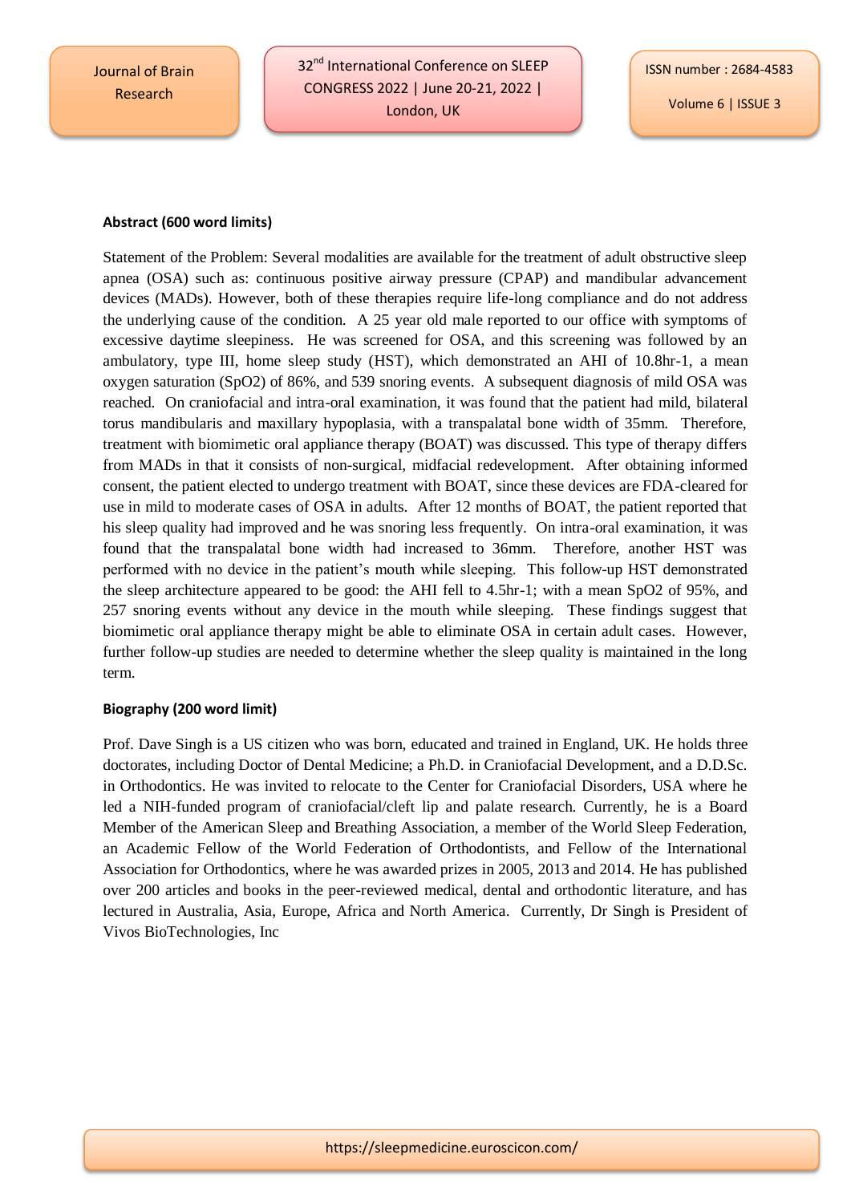**Abstract (600 word limits)**

Statement of the Problem: Several modalities are available for the treatment of adult obstructive sleep apnea (OSA) such as: continuous positive airway pressure (CPAP) and mandibular advancement devices (MADs). However, both of these therapies require life-long compliance and do not address the underlying cause of the condition. A 25 year old male reported to our office with symptoms of excessive daytime sleepiness. He was screened for OSA, and this screening was followed by an ambulatory, type III, home sleep study (HST), which demonstrated an AHI of 10.8hr-1, a mean oxygen saturation (SpO2) of 86%, and 539 snoring events. A subsequent diagnosis of mild OSA was reached. On craniofacial and intra-oral examination, it was found that the patient had mild, bilateral torus mandibularis and maxillary hypoplasia, with a transpalatal bone width of 35mm. Therefore, treatment with biomimetic oral appliance therapy (BOAT) was discussed. This type of therapy differs from MADs in that it consists of non-surgical, midfacial redevelopment. After obtaining informed consent, the patient elected to undergo treatment with BOAT, since these devices are FDA-cleared for use in mild to moderate cases of OSA in adults. After 12 months of BOAT, the patient reported that his sleep quality had improved and he was snoring less frequently. On intra-oral examination, it was found that the transpalatal bone width had increased to 36mm. Therefore, another HST was performed with no device in the patient's mouth while sleeping. This follow-up HST demonstrated the sleep architecture appeared to be good: the AHI fell to 4.5hr-1; with a mean SpO2 of 95%, and 257 snoring events without any device in the mouth while sleeping. These findings suggest that biomimetic oral appliance therapy might be able to eliminate OSA in certain adult cases. However, further follow-up studies are needed to determine whether the sleep quality is maintained in the long term.

**Biography (200 word limit)**

Prof. Dave Singh is a US citizen who was born, educated and trained in England, UK. He holds three doctorates, including Doctor of Dental Medicine; a Ph.D. in Craniofacial Development, and a D.D.Sc. in Orthodontics. He was invited to relocate to the Center for Craniofacial Disorders, USA where he led a NIH-funded program of craniofacial/cleft lip and palate research. Currently, he is a Board Member of the American Sleep and Breathing Association, a member of the World Sleep Federation, an Academic Fellow of the World Federation of Orthodontists, and Fellow of the International Association for Orthodontics, where he was awarded prizes in 2005, 2013 and 2014. He has published over 200 articles and books in the peer-reviewed medical, dental and orthodontic literature, and has lectured in Australia, Asia, Europe, Africa and North America. Currently, Dr Singh is President of Vivos BioTechnologies, Inc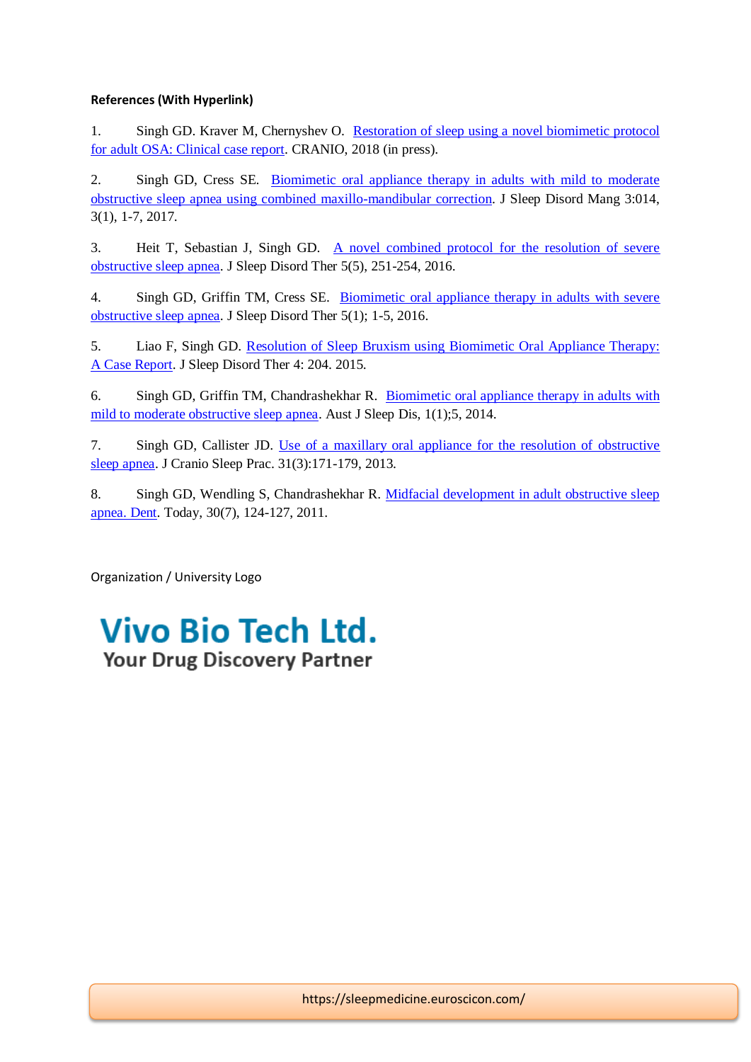**References (With Hyperlink)**

1. Singh GD. Kraver M, Chernyshev O. Restoration of sleep using a novel biomimetic protocol for adult OSA: Clinical case report. CRANIO, 2018 (in press).

2. Singh GD, Cress SE. Biomimetic oral appliance therapy in adults with mild to moderate obstructive sleep apnea using combined maxillo-mandibular correction. J Sleep Disord Mang 3:014, 3(1), 1-7, 2017.

3. Heit T, Sebastian J, Singh GD. A novel combined protocol for the resolution of severe obstructive sleep apnea. J Sleep Disord Ther 5(5), 251-254, 2016.

4. Singh GD, Griffin TM, Cress SE. Biomimetic oral appliance therapy in adults with severe obstructive sleep apnea. J Sleep Disord Ther 5(1); 1-5, 2016.

5. Liao F, Singh GD. Resolution of Sleep Bruxism using Biomimetic Oral Appliance Therapy: A Case Report. J Sleep Disord Ther 4: 204. 2015.

6. Singh GD, Griffin TM, Chandrashekhar R. Biomimetic oral appliance therapy in adults with mild to moderate obstructive sleep apnea. Aust J Sleep Dis, 1(1);5, 2014.

7. Singh GD, Callister JD. Use of a maxillary oral appliance for the resolution of obstructive sleep apnea. J Cranio Sleep Prac. 31(3):171-179, 2013.

8. Singh GD, Wendling S, Chandrashekhar R. Midfacial development in adult obstructive sleep apnea. Dent. Today, 30(7), 124-127, 2011.

Organization / University Logo

Vivo Bio Tech Ltd.
Your Drug Discovery Partner

https://sleepmedicine.euroscicon.com/